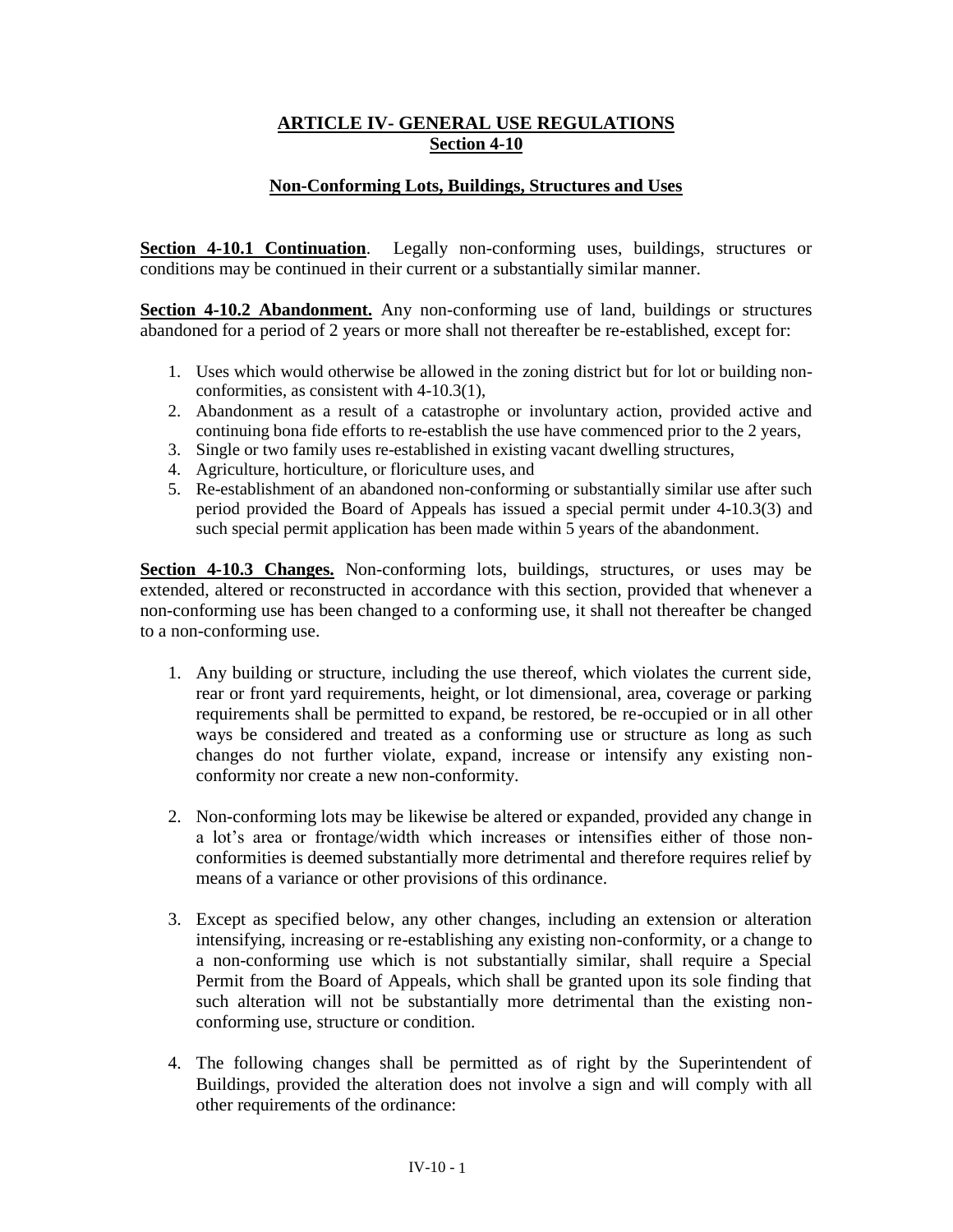# ARTICLE IV- GENERAL USE REGULATIONS
## Section 4-10

### Non-Conforming Lots, Buildings, Structures and Uses

**Section 4-10.1 Continuation**. Legally non-conforming uses, buildings, structures or conditions may be continued in their current or a substantially similar manner.

**Section 4-10.2 Abandonment.** Any non-conforming use of land, buildings or structures abandoned for a period of 2 years or more shall not thereafter be re-established, except for:

1. Uses which would otherwise be allowed in the zoning district but for lot or building non-conformities, as consistent with 4-10.3(1),
2. Abandonment as a result of a catastrophe or involuntary action, provided active and continuing bona fide efforts to re-establish the use have commenced prior to the 2 years,
3. Single or two family uses re-established in existing vacant dwelling structures,
4. Agriculture, horticulture, or floriculture uses, and
5. Re-establishment of an abandoned non-conforming or substantially similar use after such period provided the Board of Appeals has issued a special permit under 4-10.3(3) and such special permit application has been made within 5 years of the abandonment.

**Section 4-10.3 Changes.** Non-conforming lots, buildings, structures, or uses may be extended, altered or reconstructed in accordance with this section, provided that whenever a non-conforming use has been changed to a conforming use, it shall not thereafter be changed to a non-conforming use.

1. Any building or structure, including the use thereof, which violates the current side, rear or front yard requirements, height, or lot dimensional, area, coverage or parking requirements shall be permitted to expand, be restored, be re-occupied or in all other ways be considered and treated as a conforming use or structure as long as such changes do not further violate, expand, increase or intensify any existing non-conformity nor create a new non-conformity.

2. Non-conforming lots may be likewise be altered or expanded, provided any change in a lot's area or frontage/width which increases or intensifies either of those non-conformities is deemed substantially more detrimental and therefore requires relief by means of a variance or other provisions of this ordinance.

3. Except as specified below, any other changes, including an extension or alteration intensifying, increasing or re-establishing any existing non-conformity, or a change to a non-conforming use which is not substantially similar, shall require a Special Permit from the Board of Appeals, which shall be granted upon its sole finding that such alteration will not be substantially more detrimental than the existing non-conforming use, structure or condition.

4. The following changes shall be permitted as of right by the Superintendent of Buildings, provided the alteration does not involve a sign and will comply with all other requirements of the ordinance: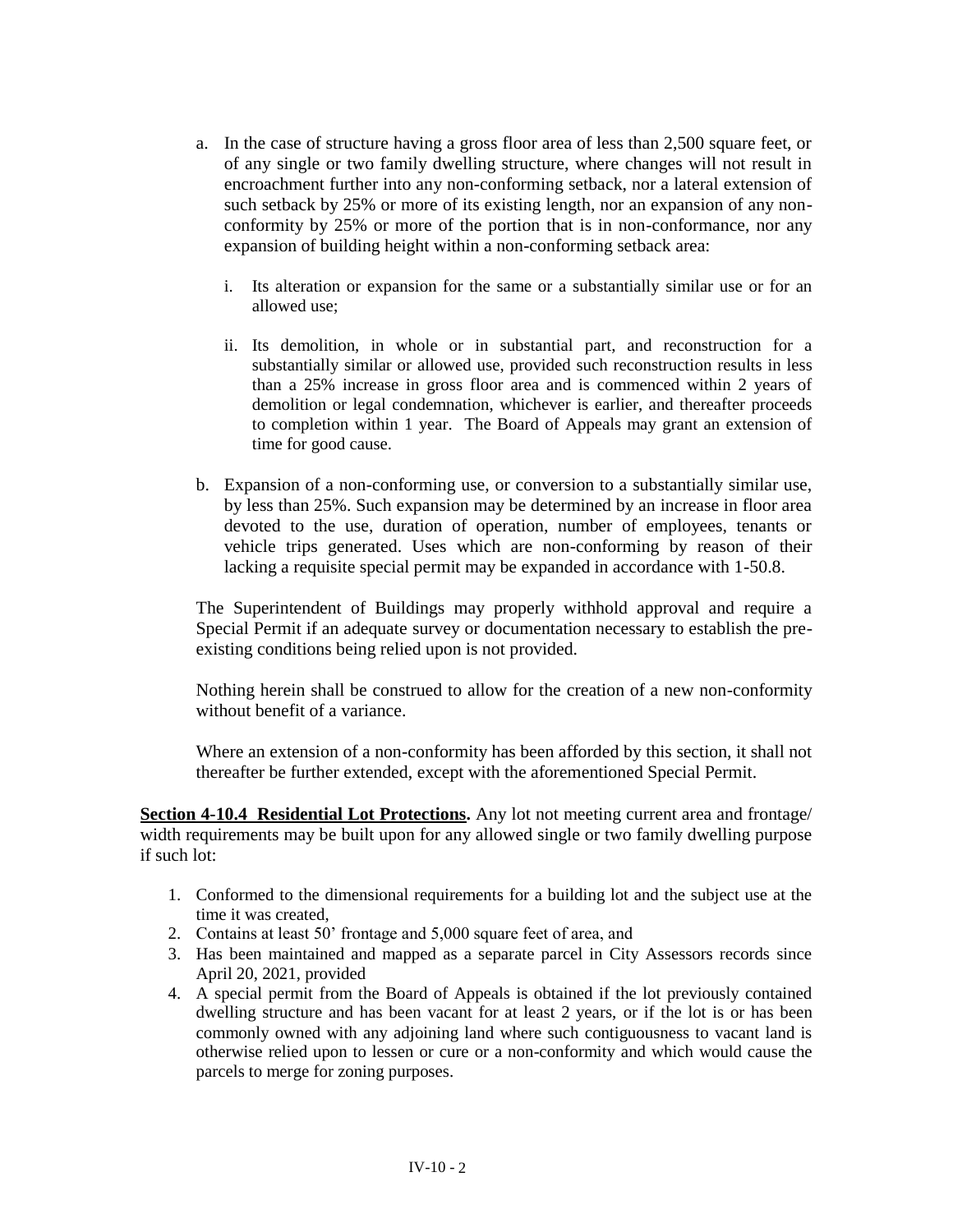a. In the case of structure having a gross floor area of less than 2,500 square feet, or of any single or two family dwelling structure, where changes will not result in encroachment further into any non-conforming setback, nor a lateral extension of such setback by 25% or more of its existing length, nor an expansion of any non-conformity by 25% or more of the portion that is in non-conformance, nor any expansion of building height within a non-conforming setback area:

   i. Its alteration or expansion for the same or a substantially similar use or for an allowed use;

   ii. Its demolition, in whole or in substantial part, and reconstruction for a substantially similar or allowed use, provided such reconstruction results in less than a 25% increase in gross floor area and is commenced within 2 years of demolition or legal condemnation, whichever is earlier, and thereafter proceeds to completion within 1 year. The Board of Appeals may grant an extension of time for good cause.

b. Expansion of a non-conforming use, or conversion to a substantially similar use, by less than 25%. Such expansion may be determined by an increase in floor area devoted to the use, duration of operation, number of employees, tenants or vehicle trips generated. Uses which are non-conforming by reason of their lacking a requisite special permit may be expanded in accordance with 1-50.8.

The Superintendent of Buildings may properly withhold approval and require a Special Permit if an adequate survey or documentation necessary to establish the pre-existing conditions being relied upon is not provided.

Nothing herein shall be construed to allow for the creation of a new non-conformity without benefit of a variance.

Where an extension of a non-conformity has been afforded by this section, it shall not thereafter be further extended, except with the aforementioned Special Permit.

**<u>Section 4-10.4 Residential Lot Protections</u>.** Any lot not meeting current area and frontage/ width requirements may be built upon for any allowed single or two family dwelling purpose if such lot:

1. Conformed to the dimensional requirements for a building lot and the subject use at the time it was created,
2. Contains at least 50' frontage and 5,000 square feet of area, and
3. Has been maintained and mapped as a separate parcel in City Assessors records since April 20, 2021, provided
4. A special permit from the Board of Appeals is obtained if the lot previously contained dwelling structure and has been vacant for at least 2 years, or if the lot is or has been commonly owned with any adjoining land where such contiguousness to vacant land is otherwise relied upon to lessen or cure or a non-conformity and which would cause the parcels to merge for zoning purposes.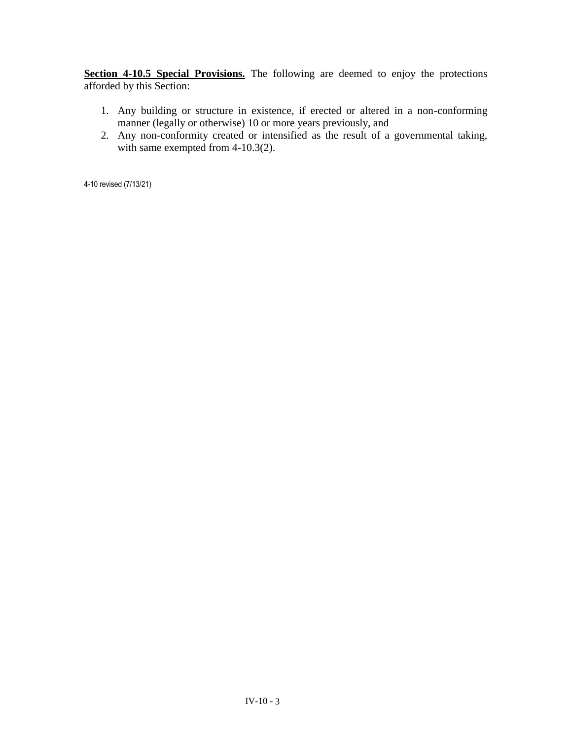**Section 4-10.5 Special Provisions.** The following are deemed to enjoy the protections afforded by this Section:

1. Any building or structure in existence, if erected or altered in a non-conforming manner (legally or otherwise) 10 or more years previously, and
2. Any non-conformity created or intensified as the result of a governmental taking, with same exempted from 4-10.3(2).

4-10 revised (7/13/21)